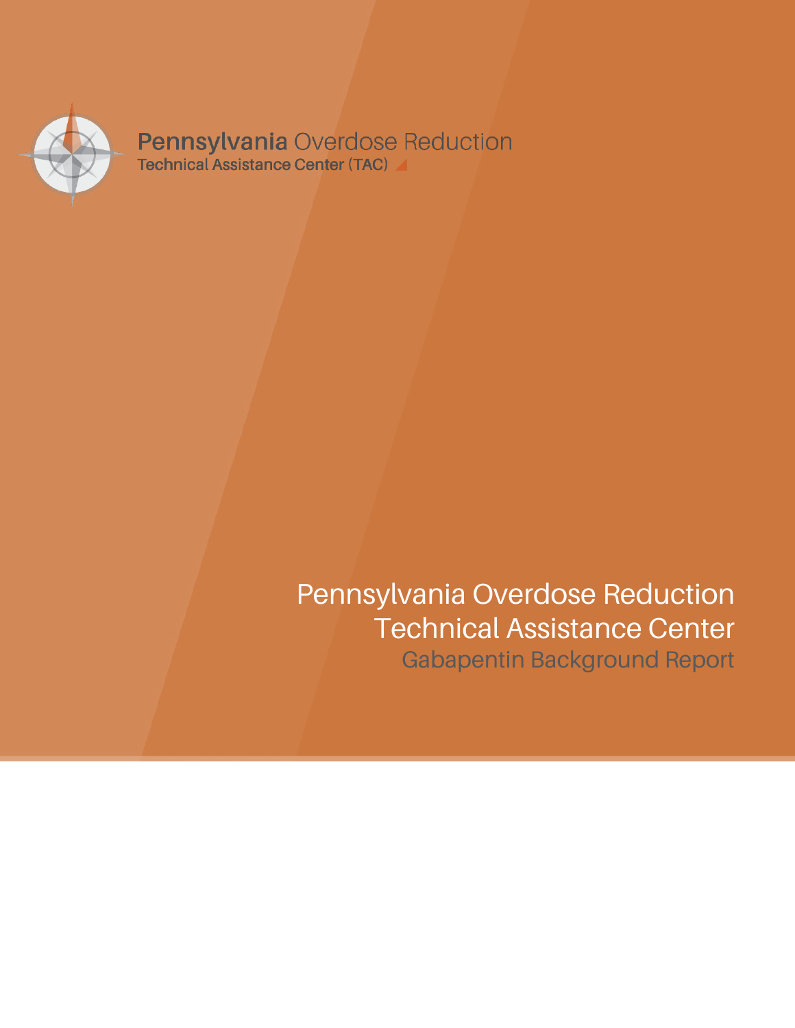**Pennsylvania** Overdose Reduction
Technical Assistance Center (TAC)

# Pennsylvania Overdose Reduction Technical Assistance Center

## Gabapentin Background Report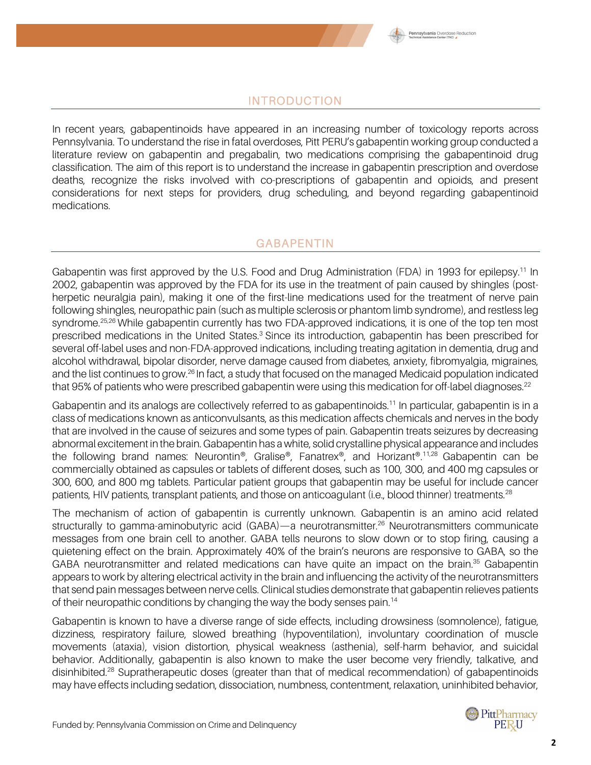## INTRODUCTION

In recent years, gabapentinoids have appeared in an increasing number of toxicology reports across Pennsylvania. To understand the rise in fatal overdoses, Pitt PERU's gabapentin working group conducted a literature review on gabapentin and pregabalin, two medications comprising the gabapentinoid drug classification. The aim of this report is to understand the increase in gabapentin prescription and overdose deaths, recognize the risks involved with co-prescriptions of gabapentin and opioids, and present considerations for next steps for providers, drug scheduling, and beyond regarding gabapentinoid medications.

## GABAPENTIN

Gabapentin was first approved by the U.S. Food and Drug Administration (FDA) in 1993 for epilepsy.[11] In 2002, gabapentin was approved by the FDA for its use in the treatment of pain caused by shingles (post-herpetic neuralgia pain), making it one of the first-line medications used for the treatment of nerve pain following shingles, neuropathic pain (such as multiple sclerosis or phantom limb syndrome), and restless leg syndrome.[25,26] While gabapentin currently has two FDA-approved indications, it is one of the top ten most prescribed medications in the United States.[3] Since its introduction, gabapentin has been prescribed for several off-label uses and non-FDA-approved indications, including treating agitation in dementia, drug and alcohol withdrawal, bipolar disorder, nerve damage caused from diabetes, anxiety, fibromyalgia, migraines, and the list continues to grow.[26] In fact, a study that focused on the managed Medicaid population indicated that 95% of patients who were prescribed gabapentin were using this medication for off-label diagnoses.[22]

Gabapentin and its analogs are collectively referred to as gabapentinoids.[11] In particular, gabapentin is in a class of medications known as anticonvulsants, as this medication affects chemicals and nerves in the body that are involved in the cause of seizures and some types of pain. Gabapentin treats seizures by decreasing abnormal excitement in the brain. Gabapentin has a white, solid crystalline physical appearance and includes the following brand names: Neurontin®, Gralise®, Fanatrex®, and Horizant®.[11,28] Gabapentin can be commercially obtained as capsules or tablets of different doses, such as 100, 300, and 400 mg capsules or 300, 600, and 800 mg tablets. Particular patient groups that gabapentin may be useful for include cancer patients, HIV patients, transplant patients, and those on anticoagulant (i.e., blood thinner) treatments.[28]

The mechanism of action of gabapentin is currently unknown. Gabapentin is an amino acid related structurally to gamma-aminobutyric acid (GABA)—a neurotransmitter.[26] Neurotransmitters communicate messages from one brain cell to another. GABA tells neurons to slow down or to stop firing, causing a quietening effect on the brain. Approximately 40% of the brain's neurons are responsive to GABA, so the GABA neurotransmitter and related medications can have quite an impact on the brain.[35] Gabapentin appears to work by altering electrical activity in the brain and influencing the activity of the neurotransmitters that send pain messages between nerve cells. Clinical studies demonstrate that gabapentin relieves patients of their neuropathic conditions by changing the way the body senses pain.[14]

Gabapentin is known to have a diverse range of side effects, including drowsiness (somnolence), fatigue, dizziness, respiratory failure, slowed breathing (hypoventilation), involuntary coordination of muscle movements (ataxia), vision distortion, physical weakness (asthenia), self-harm behavior, and suicidal behavior. Additionally, gabapentin is also known to make the user become very friendly, talkative, and disinhibited.[28] Supratherapeutic doses (greater than that of medical recommendation) of gabapentinoids may have effects including sedation, dissociation, numbness, contentment, relaxation, uninhibited behavior,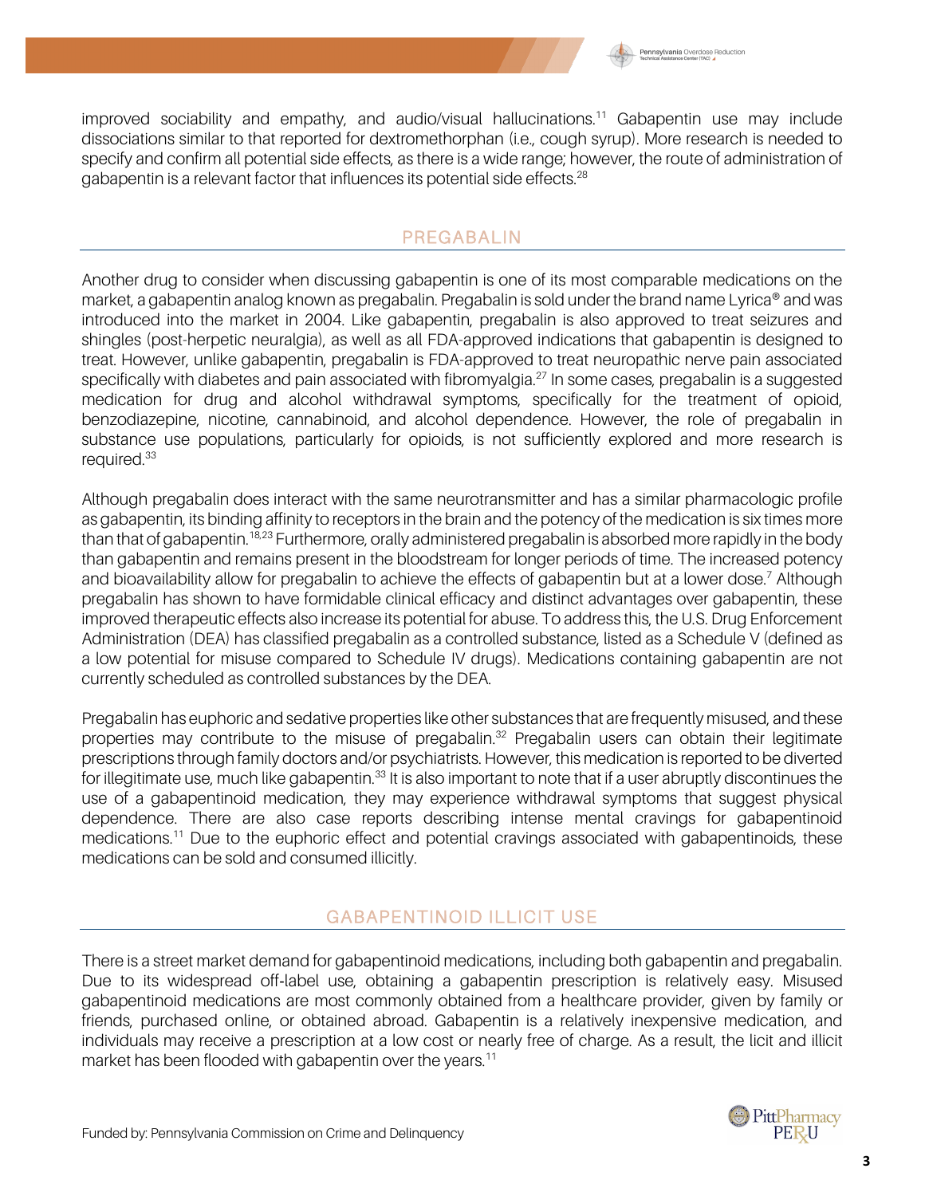improved sociability and empathy, and audio/visual hallucinations.[11] Gabapentin use may include dissociations similar to that reported for dextromethorphan (i.e., cough syrup). More research is needed to specify and confirm all potential side effects, as there is a wide range; however, the route of administration of gabapentin is a relevant factor that influences its potential side effects.[28]

## PREGABALIN

Another drug to consider when discussing gabapentin is one of its most comparable medications on the market, a gabapentin analog known as pregabalin. Pregabalin is sold under the brand name Lyrica® and was introduced into the market in 2004. Like gabapentin, pregabalin is also approved to treat seizures and shingles (post-herpetic neuralgia), as well as all FDA-approved indications that gabapentin is designed to treat. However, unlike gabapentin, pregabalin is FDA-approved to treat neuropathic nerve pain associated specifically with diabetes and pain associated with fibromyalgia.[27] In some cases, pregabalin is a suggested medication for drug and alcohol withdrawal symptoms, specifically for the treatment of opioid, benzodiazepine, nicotine, cannabinoid, and alcohol dependence. However, the role of pregabalin in substance use populations, particularly for opioids, is not sufficiently explored and more research is required.[33]

Although pregabalin does interact with the same neurotransmitter and has a similar pharmacologic profile as gabapentin, its binding affinity to receptors in the brain and the potency of the medication is six times more than that of gabapentin.[18,23] Furthermore, orally administered pregabalin is absorbed more rapidly in the body than gabapentin and remains present in the bloodstream for longer periods of time. The increased potency and bioavailability allow for pregabalin to achieve the effects of gabapentin but at a lower dose.[7] Although pregabalin has shown to have formidable clinical efficacy and distinct advantages over gabapentin, these improved therapeutic effects also increase its potential for abuse. To address this, the U.S. Drug Enforcement Administration (DEA) has classified pregabalin as a controlled substance, listed as a Schedule V (defined as a low potential for misuse compared to Schedule IV drugs). Medications containing gabapentin are not currently scheduled as controlled substances by the DEA.

Pregabalin has euphoric and sedative properties like other substances that are frequently misused, and these properties may contribute to the misuse of pregabalin.[32] Pregabalin users can obtain their legitimate prescriptions through family doctors and/or psychiatrists. However, this medication is reported to be diverted for illegitimate use, much like gabapentin.[33] It is also important to note that if a user abruptly discontinues the use of a gabapentinoid medication, they may experience withdrawal symptoms that suggest physical dependence. There are also case reports describing intense mental cravings for gabapentinoid medications.[11] Due to the euphoric effect and potential cravings associated with gabapentinoids, these medications can be sold and consumed illicitly.

## GABAPENTINOID ILLICIT USE

There is a street market demand for gabapentinoid medications, including both gabapentin and pregabalin. Due to its widespread off-label use, obtaining a gabapentin prescription is relatively easy. Misused gabapentinoid medications are most commonly obtained from a healthcare provider, given by family or friends, purchased online, or obtained abroad. Gabapentin is a relatively inexpensive medication, and individuals may receive a prescription at a low cost or nearly free of charge. As a result, the licit and illicit market has been flooded with gabapentin over the years.[11]

Funded by: Pennsylvania Commission on Crime and Delinquency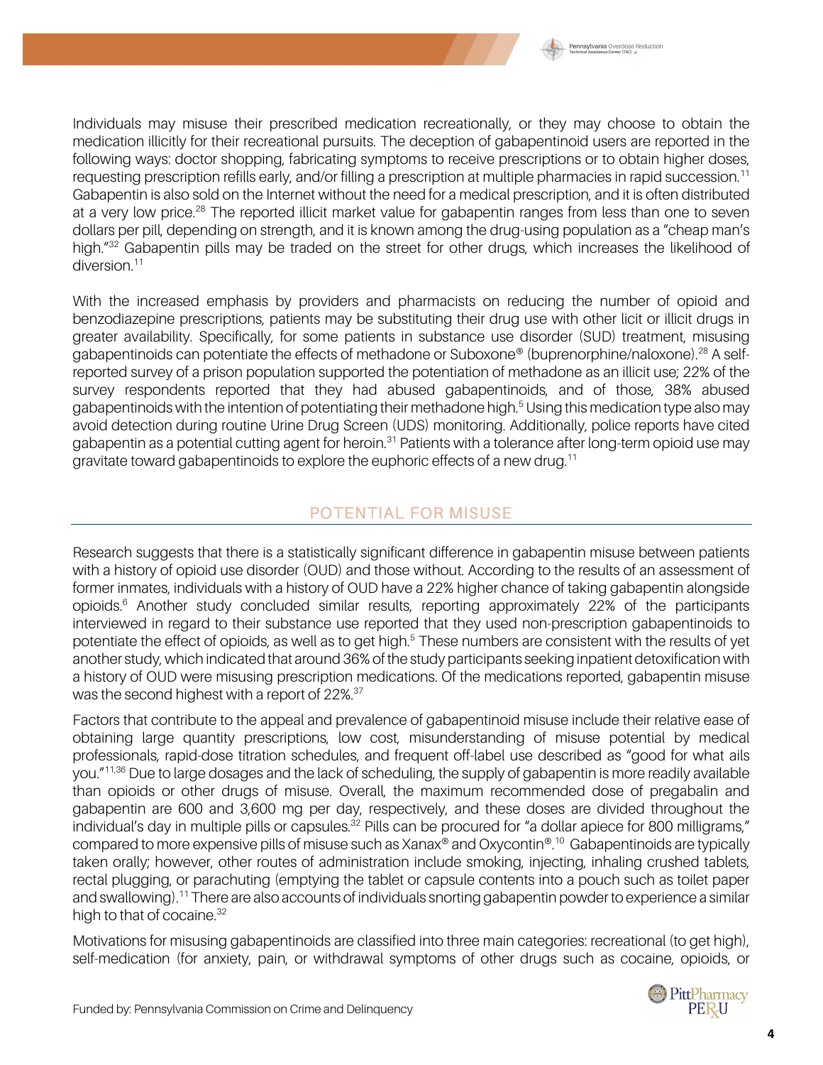Individuals may misuse their prescribed medication recreationally, or they may choose to obtain the medication illicitly for their recreational pursuits. The deception of gabapentinoid users are reported in the following ways: doctor shopping, fabricating symptoms to receive prescriptions or to obtain higher doses, requesting prescription refills early, and/or filling a prescription at multiple pharmacies in rapid succession.[11] Gabapentin is also sold on the Internet without the need for a medical prescription, and it is often distributed at a very low price.[28] The reported illicit market value for gabapentin ranges from less than one to seven dollars per pill, depending on strength, and it is known among the drug-using population as a "cheap man's high."[32] Gabapentin pills may be traded on the street for other drugs, which increases the likelihood of diversion.[11]

With the increased emphasis by providers and pharmacists on reducing the number of opioid and benzodiazepine prescriptions, patients may be substituting their drug use with other licit or illicit drugs in greater availability. Specifically, for some patients in substance use disorder (SUD) treatment, misusing gabapentinoids can potentiate the effects of methadone or Suboxone® (buprenorphine/naloxone).[28] A self-reported survey of a prison population supported the potentiation of methadone as an illicit use; 22% of the survey respondents reported that they had abused gabapentinoids, and of those, 38% abused gabapentinoids with the intention of potentiating their methadone high.[5] Using this medication type also may avoid detection during routine Urine Drug Screen (UDS) monitoring. Additionally, police reports have cited gabapentin as a potential cutting agent for heroin.[31] Patients with a tolerance after long-term opioid use may gravitate toward gabapentinoids to explore the euphoric effects of a new drug.[11]

## POTENTIAL FOR MISUSE

Research suggests that there is a statistically significant difference in gabapentin misuse between patients with a history of opioid use disorder (OUD) and those without. According to the results of an assessment of former inmates, individuals with a history of OUD have a 22% higher chance of taking gabapentin alongside opioids.[6] Another study concluded similar results, reporting approximately 22% of the participants interviewed in regard to their substance use reported that they used non-prescription gabapentinoids to potentiate the effect of opioids, as well as to get high.[5] These numbers are consistent with the results of yet another study, which indicated that around 36% of the study participants seeking inpatient detoxification with a history of OUD were misusing prescription medications. Of the medications reported, gabapentin misuse was the second highest with a report of 22%.[37]

Factors that contribute to the appeal and prevalence of gabapentinoid misuse include their relative ease of obtaining large quantity prescriptions, low cost, misunderstanding of misuse potential by medical professionals, rapid-dose titration schedules, and frequent off-label use described as "good for what ails you."[11,36] Due to large dosages and the lack of scheduling, the supply of gabapentin is more readily available than opioids or other drugs of misuse. Overall, the maximum recommended dose of pregabalin and gabapentin are 600 and 3,600 mg per day, respectively, and these doses are divided throughout the individual's day in multiple pills or capsules.[32] Pills can be procured for "a dollar apiece for 800 milligrams," compared to more expensive pills of misuse such as Xanax® and Oxycontin®.[10] Gabapentinoids are typically taken orally; however, other routes of administration include smoking, injecting, inhaling crushed tablets, rectal plugging, or parachuting (emptying the tablet or capsule contents into a pouch such as toilet paper and swallowing).[11] There are also accounts of individuals snorting gabapentin powder to experience a similar high to that of cocaine.[32]

Motivations for misusing gabapentinoids are classified into three main categories: recreational (to get high), self-medication (for anxiety, pain, or withdrawal symptoms of other drugs such as cocaine, opioids, or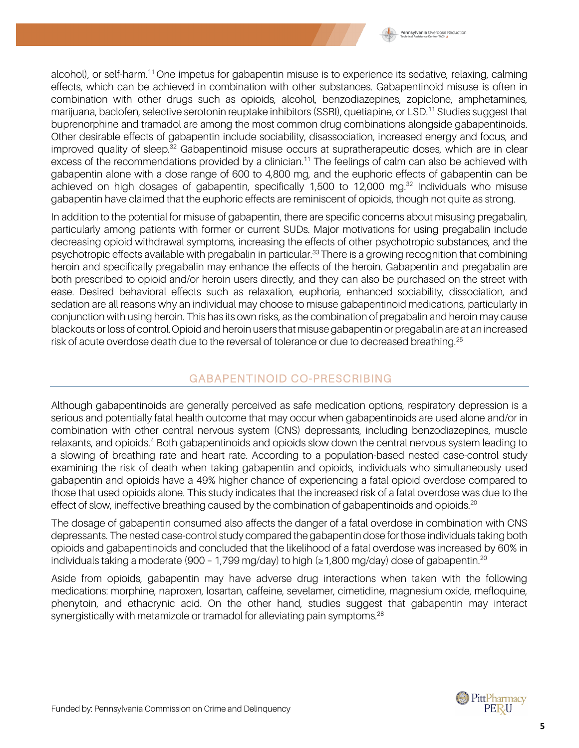alcohol), or self-harm.[11] One impetus for gabapentin misuse is to experience its sedative, relaxing, calming effects, which can be achieved in combination with other substances. Gabapentinoid misuse is often in combination with other drugs such as opioids, alcohol, benzodiazepines, zopiclone, amphetamines, marijuana, baclofen, selective serotonin reuptake inhibitors (SSRI), quetiapine, or LSD.[11] Studies suggest that buprenorphine and tramadol are among the most common drug combinations alongside gabapentinoids. Other desirable effects of gabapentin include sociability, disassociation, increased energy and focus, and improved quality of sleep.[32] Gabapentinoid misuse occurs at supratherapeutic doses, which are in clear excess of the recommendations provided by a clinician.[11] The feelings of calm can also be achieved with gabapentin alone with a dose range of 600 to 4,800 mg, and the euphoric effects of gabapentin can be achieved on high dosages of gabapentin, specifically 1,500 to 12,000 mg.[32] Individuals who misuse gabapentin have claimed that the euphoric effects are reminiscent of opioids, though not quite as strong.

In addition to the potential for misuse of gabapentin, there are specific concerns about misusing pregabalin, particularly among patients with former or current SUDs. Major motivations for using pregabalin include decreasing opioid withdrawal symptoms, increasing the effects of other psychotropic substances, and the psychotropic effects available with pregabalin in particular.[33] There is a growing recognition that combining heroin and specifically pregabalin may enhance the effects of the heroin. Gabapentin and pregabalin are both prescribed to opioid and/or heroin users directly, and they can also be purchased on the street with ease. Desired behavioral effects such as relaxation, euphoria, enhanced sociability, dissociation, and sedation are all reasons why an individual may choose to misuse gabapentinoid medications, particularly in conjunction with using heroin. This has its own risks, as the combination of pregabalin and heroin may cause blackouts or loss of control. Opioid and heroin users that misuse gabapentin or pregabalin are at an increased risk of acute overdose death due to the reversal of tolerance or due to decreased breathing.[25]

## GABAPENTINOID CO-PRESCRIBING

Although gabapentinoids are generally perceived as safe medication options, respiratory depression is a serious and potentially fatal health outcome that may occur when gabapentinoids are used alone and/or in combination with other central nervous system (CNS) depressants, including benzodiazepines, muscle relaxants, and opioids.[4] Both gabapentinoids and opioids slow down the central nervous system leading to a slowing of breathing rate and heart rate. According to a population-based nested case-control study examining the risk of death when taking gabapentin and opioids, individuals who simultaneously used gabapentin and opioids have a 49% higher chance of experiencing a fatal opioid overdose compared to those that used opioids alone. This study indicates that the increased risk of a fatal overdose was due to the effect of slow, ineffective breathing caused by the combination of gabapentinoids and opioids.[20]

The dosage of gabapentin consumed also affects the danger of a fatal overdose in combination with CNS depressants. The nested case-control study compared the gabapentin dose for those individuals taking both opioids and gabapentinoids and concluded that the likelihood of a fatal overdose was increased by 60% in individuals taking a moderate (900 – 1,799 mg/day) to high (≥1,800 mg/day) dose of gabapentin.[20]

Aside from opioids, gabapentin may have adverse drug interactions when taken with the following medications: morphine, naproxen, losartan, caffeine, sevelamer, cimetidine, magnesium oxide, mefloquine, phenytoin, and ethacrynic acid. On the other hand, studies suggest that gabapentin may interact synergistically with metamizole or tramadol for alleviating pain symptoms.[28]

Funded by: Pennsylvania Commission on Crime and Delinquency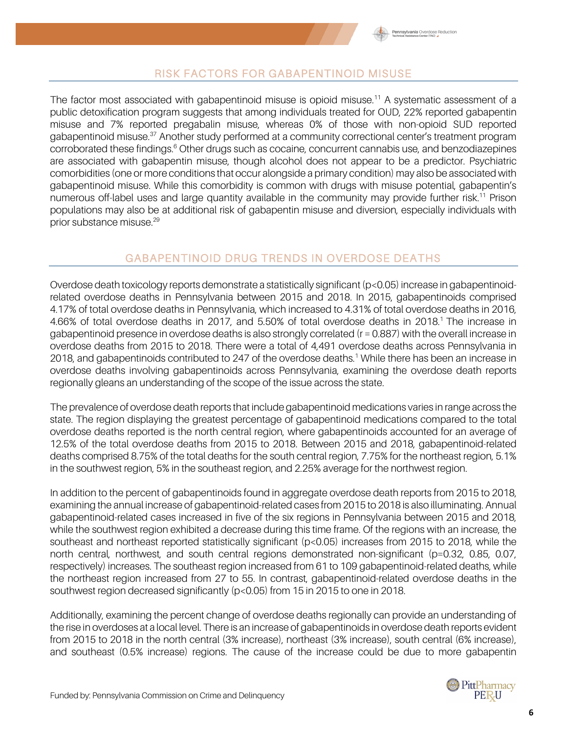## RISK FACTORS FOR GABAPENTINOID MISUSE

The factor most associated with gabapentinoid misuse is opioid misuse.[11] A systematic assessment of a public detoxification program suggests that among individuals treated for OUD, 22% reported gabapentin misuse and 7% reported pregabalin misuse, whereas 0% of those with non-opioid SUD reported gabapentinoid misuse.[37] Another study performed at a community correctional center's treatment program corroborated these findings.[6] Other drugs such as cocaine, concurrent cannabis use, and benzodiazepines are associated with gabapentin misuse, though alcohol does not appear to be a predictor. Psychiatric comorbidities (one or more conditions that occur alongside a primary condition) may also be associated with gabapentinoid misuse. While this comorbidity is common with drugs with misuse potential, gabapentin's numerous off-label uses and large quantity available in the community may provide further risk.[11] Prison populations may also be at additional risk of gabapentin misuse and diversion, especially individuals with prior substance misuse.[29]

## GABAPENTINOID DRUG TRENDS IN OVERDOSE DEATHS

Overdose death toxicology reports demonstrate a statistically significant ($p<0.05$) increase in gabapentinoid-related overdose deaths in Pennsylvania between 2015 and 2018. In 2015, gabapentinoids comprised 4.17% of total overdose deaths in Pennsylvania, which increased to 4.31% of total overdose deaths in 2016, 4.66% of total overdose deaths in 2017, and 5.50% of total overdose deaths in 2018.[1] The increase in gabapentinoid presence in overdose deaths is also strongly correlated ($r = 0.887$) with the overall increase in overdose deaths from 2015 to 2018. There were a total of 4,491 overdose deaths across Pennsylvania in 2018, and gabapentinoids contributed to 247 of the overdose deaths.[1] While there has been an increase in overdose deaths involving gabapentinoids across Pennsylvania, examining the overdose death reports regionally gleans an understanding of the scope of the issue across the state.

The prevalence of overdose death reports that include gabapentinoid medications varies in range across the state. The region displaying the greatest percentage of gabapentinoid medications compared to the total overdose deaths reported is the north central region, where gabapentinoids accounted for an average of 12.5% of the total overdose deaths from 2015 to 2018. Between 2015 and 2018, gabapentinoid-related deaths comprised 8.75% of the total deaths for the south central region, 7.75% for the northeast region, 5.1% in the southwest region, 5% in the southeast region, and 2.25% average for the northwest region.

In addition to the percent of gabapentinoids found in aggregate overdose death reports from 2015 to 2018, examining the annual increase of gabapentinoid-related cases from 2015 to 2018 is also illuminating. Annual gabapentinoid-related cases increased in five of the six regions in Pennsylvania between 2015 and 2018, while the southwest region exhibited a decrease during this time frame. Of the regions with an increase, the southeast and northeast reported statistically significant ($p<0.05$) increases from 2015 to 2018, while the north central, northwest, and south central regions demonstrated non-significant ($p=0.32$, 0.85, 0.07, respectively) increases. The southeast region increased from 61 to 109 gabapentinoid-related deaths, while the northeast region increased from 27 to 55. In contrast, gabapentinoid-related overdose deaths in the southwest region decreased significantly ($p<0.05$) from 15 in 2015 to one in 2018.

Additionally, examining the percent change of overdose deaths regionally can provide an understanding of the rise in overdoses at a local level. There is an increase of gabapentinoids in overdose death reports evident from 2015 to 2018 in the north central (3% increase), northeast (3% increase), south central (6% increase), and southeast (0.5% increase) regions. The cause of the increase could be due to more gabapentin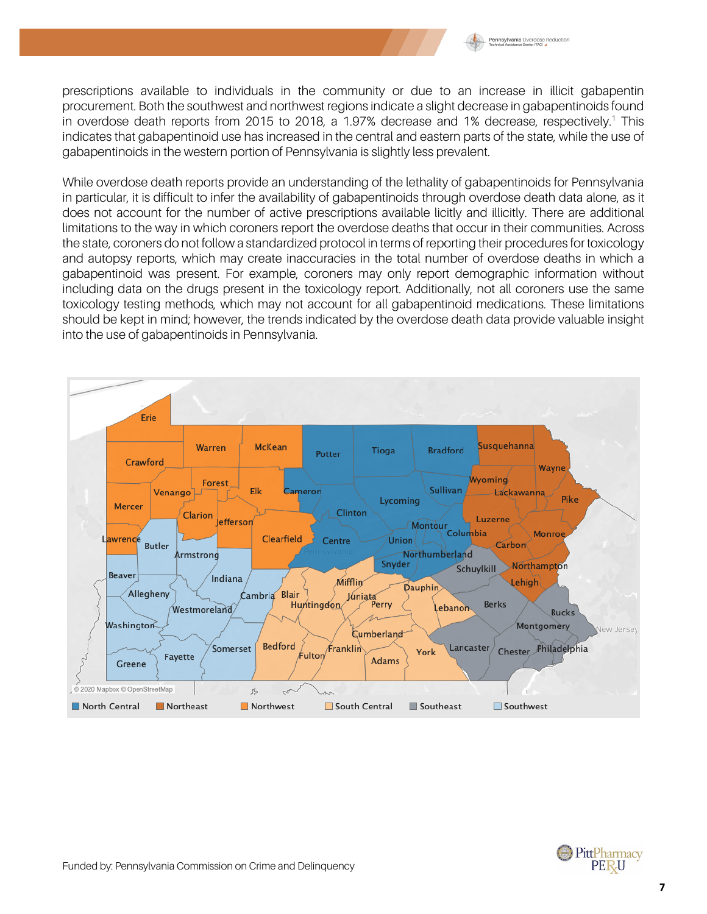prescriptions available to individuals in the community or due to an increase in illicit gabapentin procurement. Both the southwest and northwest regions indicate a slight decrease in gabapentinoids found in overdose death reports from 2015 to 2018, a 1.97% decrease and 1% decrease, respectively.[1] This indicates that gabapentinoid use has increased in the central and eastern parts of the state, while the use of gabapentinoids in the western portion of Pennsylvania is slightly less prevalent.

While overdose death reports provide an understanding of the lethality of gabapentinoids for Pennsylvania in particular, it is difficult to infer the availability of gabapentinoids through overdose death data alone, as it does not account for the number of active prescriptions available licitly and illicitly. There are additional limitations to the way in which coroners report the overdose deaths that occur in their communities. Across the state, coroners do not follow a standardized protocol in terms of reporting their procedures for toxicology and autopsy reports, which may create inaccuracies in the total number of overdose deaths in which a gabapentinoid was present. For example, coroners may only report demographic information without including data on the drugs present in the toxicology report. Additionally, not all coroners use the same toxicology testing methods, which may not account for all gabapentinoid medications. These limitations should be kept in mind; however, the trends indicated by the overdose death data provide valuable insight into the use of gabapentinoids in Pennsylvania.

North Central | Northeast | Northwest | South Central | Southeast | Southwest

Funded by: Pennsylvania Commission on Crime and Delinquency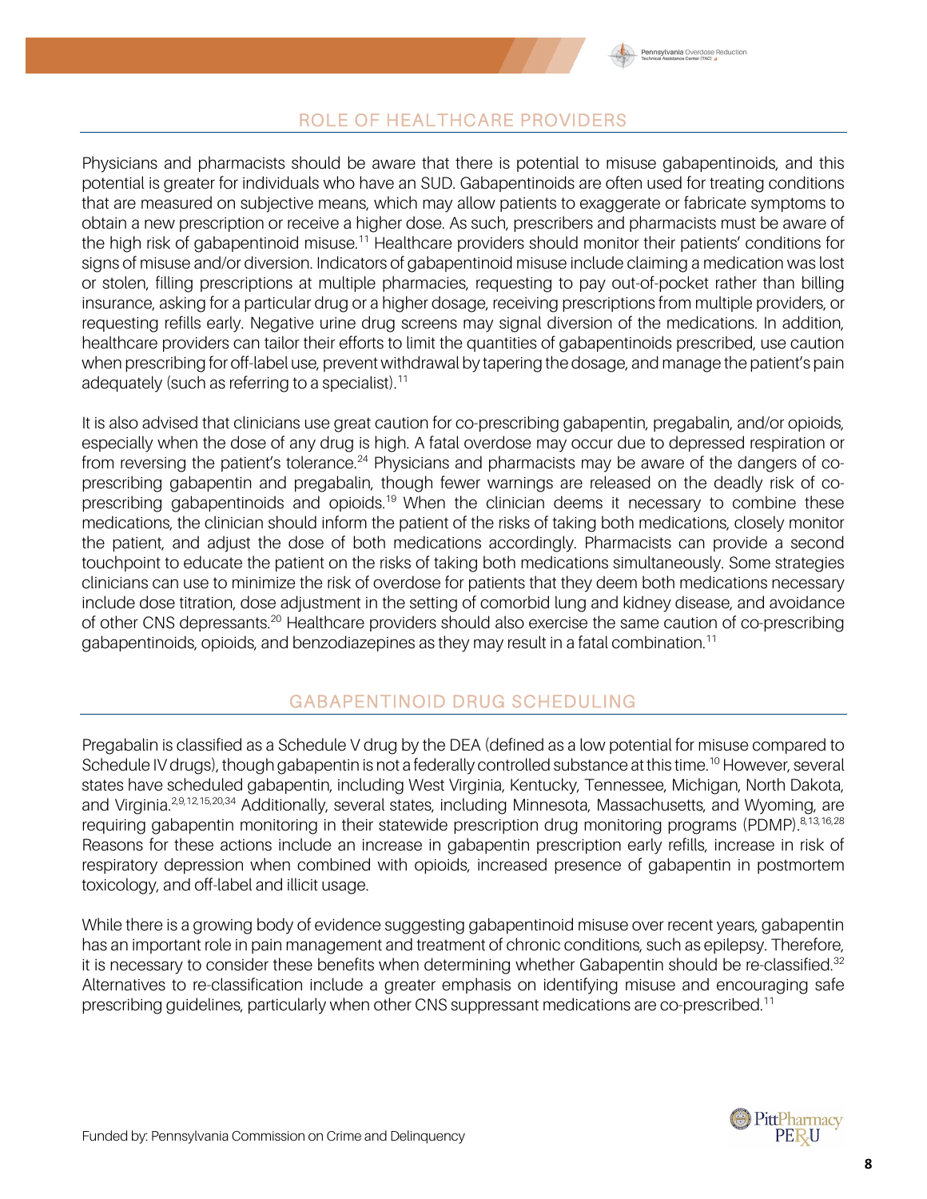## ROLE OF HEALTHCARE PROVIDERS

Physicians and pharmacists should be aware that there is potential to misuse gabapentinoids, and this potential is greater for individuals who have an SUD. Gabapentinoids are often used for treating conditions that are measured on subjective means, which may allow patients to exaggerate or fabricate symptoms to obtain a new prescription or receive a higher dose. As such, prescribers and pharmacists must be aware of the high risk of gabapentinoid misuse.[11] Healthcare providers should monitor their patients' conditions for signs of misuse and/or diversion. Indicators of gabapentinoid misuse include claiming a medication was lost or stolen, filling prescriptions at multiple pharmacies, requesting to pay out-of-pocket rather than billing insurance, asking for a particular drug or a higher dosage, receiving prescriptions from multiple providers, or requesting refills early. Negative urine drug screens may signal diversion of the medications. In addition, healthcare providers can tailor their efforts to limit the quantities of gabapentinoids prescribed, use caution when prescribing for off-label use, prevent withdrawal by tapering the dosage, and manage the patient's pain adequately (such as referring to a specialist).[11]

It is also advised that clinicians use great caution for co-prescribing gabapentin, pregabalin, and/or opioids, especially when the dose of any drug is high. A fatal overdose may occur due to depressed respiration or from reversing the patient's tolerance.[24] Physicians and pharmacists may be aware of the dangers of co-prescribing gabapentin and pregabalin, though fewer warnings are released on the deadly risk of co-prescribing gabapentinoids and opioids.[19] When the clinician deems it necessary to combine these medications, the clinician should inform the patient of the risks of taking both medications, closely monitor the patient, and adjust the dose of both medications accordingly. Pharmacists can provide a second touchpoint to educate the patient on the risks of taking both medications simultaneously. Some strategies clinicians can use to minimize the risk of overdose for patients that they deem both medications necessary include dose titration, dose adjustment in the setting of comorbid lung and kidney disease, and avoidance of other CNS depressants.[20] Healthcare providers should also exercise the same caution of co-prescribing gabapentinoids, opioids, and benzodiazepines as they may result in a fatal combination.[11]

## GABAPENTINOID DRUG SCHEDULING

Pregabalin is classified as a Schedule V drug by the DEA (defined as a low potential for misuse compared to Schedule IV drugs), though gabapentin is not a federally controlled substance at this time.[10] However, several states have scheduled gabapentin, including West Virginia, Kentucky, Tennessee, Michigan, North Dakota, and Virginia.[2,9,12,15,20,34] Additionally, several states, including Minnesota, Massachusetts, and Wyoming, are requiring gabapentin monitoring in their statewide prescription drug monitoring programs (PDMP).[8,13,16,28] Reasons for these actions include an increase in gabapentin prescription early refills, increase in risk of respiratory depression when combined with opioids, increased presence of gabapentin in postmortem toxicology, and off-label and illicit usage.

While there is a growing body of evidence suggesting gabapentinoid misuse over recent years, gabapentin has an important role in pain management and treatment of chronic conditions, such as epilepsy. Therefore, it is necessary to consider these benefits when determining whether Gabapentin should be re-classified.[32] Alternatives to re-classification include a greater emphasis on identifying misuse and encouraging safe prescribing guidelines, particularly when other CNS suppressant medications are co-prescribed.[11]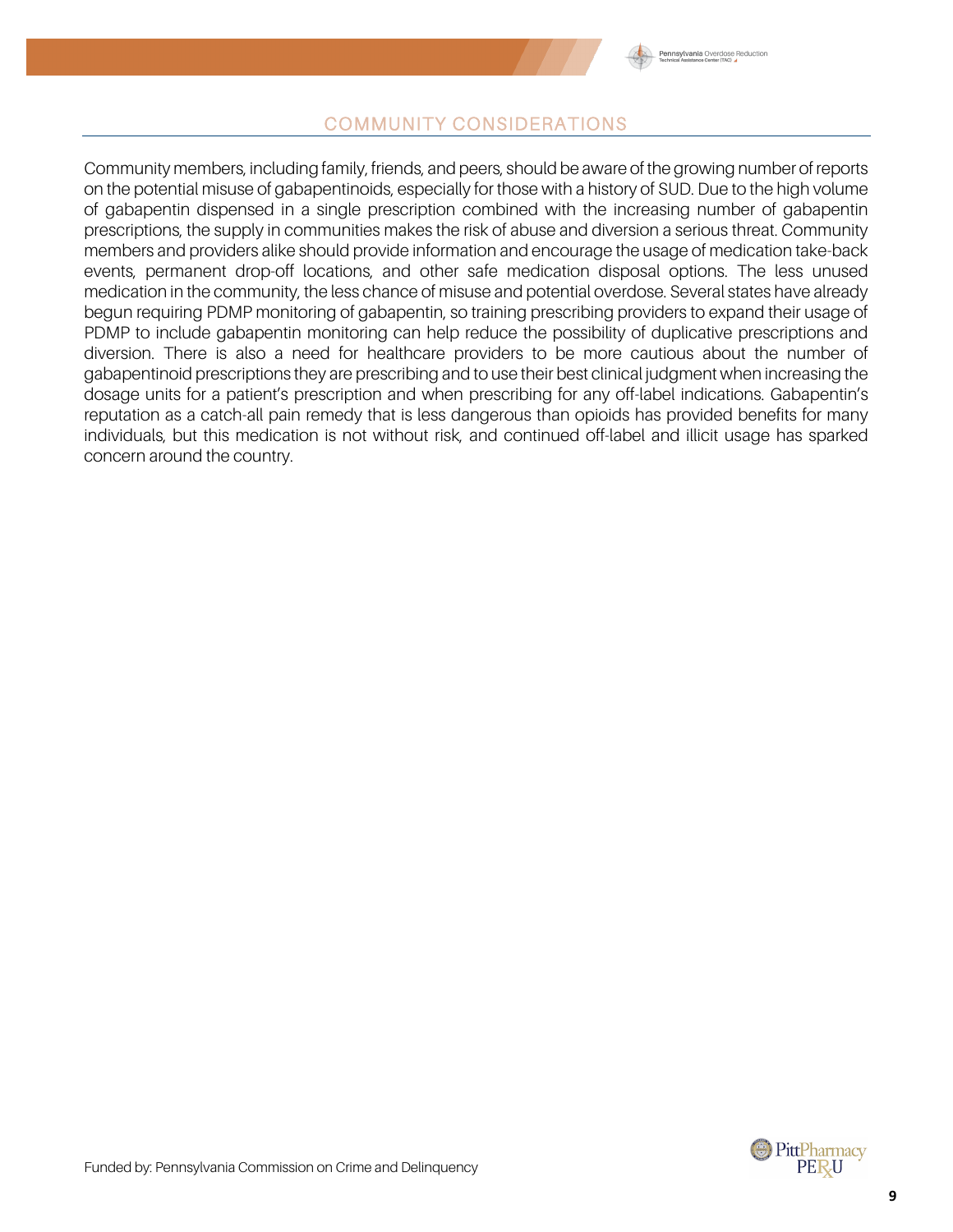## COMMUNITY CONSIDERATIONS

Community members, including family, friends, and peers, should be aware of the growing number of reports on the potential misuse of gabapentinoids, especially for those with a history of SUD. Due to the high volume of gabapentin dispensed in a single prescription combined with the increasing number of gabapentin prescriptions, the supply in communities makes the risk of abuse and diversion a serious threat. Community members and providers alike should provide information and encourage the usage of medication take-back events, permanent drop-off locations, and other safe medication disposal options. The less unused medication in the community, the less chance of misuse and potential overdose. Several states have already begun requiring PDMP monitoring of gabapentin, so training prescribing providers to expand their usage of PDMP to include gabapentin monitoring can help reduce the possibility of duplicative prescriptions and diversion. There is also a need for healthcare providers to be more cautious about the number of gabapentinoid prescriptions they are prescribing and to use their best clinical judgment when increasing the dosage units for a patient's prescription and when prescribing for any off-label indications. Gabapentin's reputation as a catch-all pain remedy that is less dangerous than opioids has provided benefits for many individuals, but this medication is not without risk, and continued off-label and illicit usage has sparked concern around the country.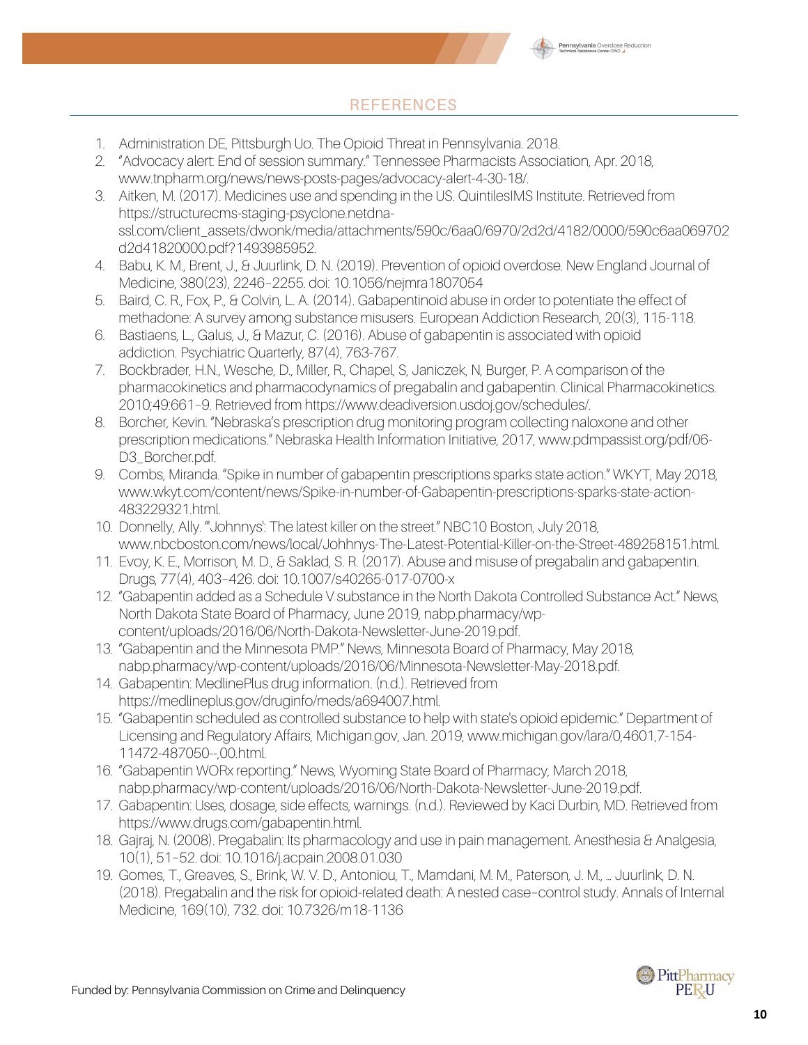## REFERENCES

1. Administration DE, Pittsburgh Uo. The Opioid Threat in Pennsylvania. 2018.
2. "Advocacy alert: End of session summary." Tennessee Pharmacists Association, Apr. 2018, www.tnpharm.org/news/news-posts-pages/advocacy-alert-4-30-18/.
3. Aitken, M. (2017). Medicines use and spending in the US. QuintilesIMS Institute. Retrieved from https://structurecms-staging-psyclone.netdna-ssl.com/client_assets/dwonk/media/attachments/590c/6aa0/6970/2d2d/4182/0000/590c6aa069702d2d41820000.pdf?1493985952.
4. Babu, K. M., Brent, J., & Juurlink, D. N. (2019). Prevention of opioid overdose. New England Journal of Medicine, 380(23), 2246–2255. doi: 10.1056/nejmra1807054
5. Baird, C. R., Fox, P., & Colvin, L. A. (2014). Gabapentinoid abuse in order to potentiate the effect of methadone: A survey among substance misusers. European Addiction Research, 20(3), 115-118.
6. Bastiaens, L., Galus, J., & Mazur, C. (2016). Abuse of gabapentin is associated with opioid addiction. Psychiatric Quarterly, 87(4), 763-767.
7. Bockbrader, H.N., Wesche, D., Miller, R., Chapel, S, Janiczek, N, Burger, P. A comparison of the pharmacokinetics and pharmacodynamics of pregabalin and gabapentin. Clinical Pharmacokinetics. 2010;49:661–9. Retrieved from https://www.deadiversion.usdoj.gov/schedules/.
8. Borcher, Kevin. "Nebraska's prescription drug monitoring program collecting naloxone and other prescription medications." Nebraska Health Information Initiative, 2017, www.pdmpassist.org/pdf/06-D3_Borcher.pdf.
9. Combs, Miranda. "Spike in number of gabapentin prescriptions sparks state action." WKYT, May 2018, www.wkyt.com/content/news/Spike-in-number-of-Gabapentin-prescriptions-sparks-state-action-483229321.html.
10. Donnelly, Ally. "'Johnnys': The latest killer on the street." NBC10 Boston, July 2018, www.nbcboston.com/news/local/Johhnys-The-Latest-Potential-Killer-on-the-Street-489258151.html.
11. Evoy, K. E., Morrison, M. D., & Saklad, S. R. (2017). Abuse and misuse of pregabalin and gabapentin. Drugs, 77(4), 403–426. doi: 10.1007/s40265-017-0700-x
12. "Gabapentin added as a Schedule V substance in the North Dakota Controlled Substance Act." News, North Dakota State Board of Pharmacy, June 2019, nabp.pharmacy/wp-content/uploads/2016/06/North-Dakota-Newsletter-June-2019.pdf.
13. "Gabapentin and the Minnesota PMP." News, Minnesota Board of Pharmacy, May 2018, nabp.pharmacy/wp-content/uploads/2016/06/Minnesota-Newsletter-May-2018.pdf.
14. Gabapentin: MedlinePlus drug information. (n.d.). Retrieved from https://medlineplus.gov/druginfo/meds/a694007.html.
15. "Gabapentin scheduled as controlled substance to help with state's opioid epidemic." Department of Licensing and Regulatory Affairs, Michigan.gov, Jan. 2019, www.michigan.gov/lara/0,4601,7-154-11472-487050--,00.html.
16. "Gabapentin WORx reporting." News, Wyoming State Board of Pharmacy, March 2018, nabp.pharmacy/wp-content/uploads/2016/06/North-Dakota-Newsletter-June-2019.pdf.
17. Gabapentin: Uses, dosage, side effects, warnings. (n.d.). Reviewed by Kaci Durbin, MD. Retrieved from https://www.drugs.com/gabapentin.html.
18. Gajraj, N. (2008). Pregabalin: Its pharmacology and use in pain management. Anesthesia & Analgesia, 10(1), 51–52. doi: 10.1016/j.acpain.2008.01.030
19. Gomes, T., Greaves, S., Brink, W. V. D., Antoniou, T., Mamdani, M. M., Paterson, J. M., … Juurlink, D. N. (2018). Pregabalin and the risk for opioid-related death: A nested case–control study. Annals of Internal Medicine, 169(10), 732. doi: 10.7326/m18-1136

Funded by: Pennsylvania Commission on Crime and Delinquency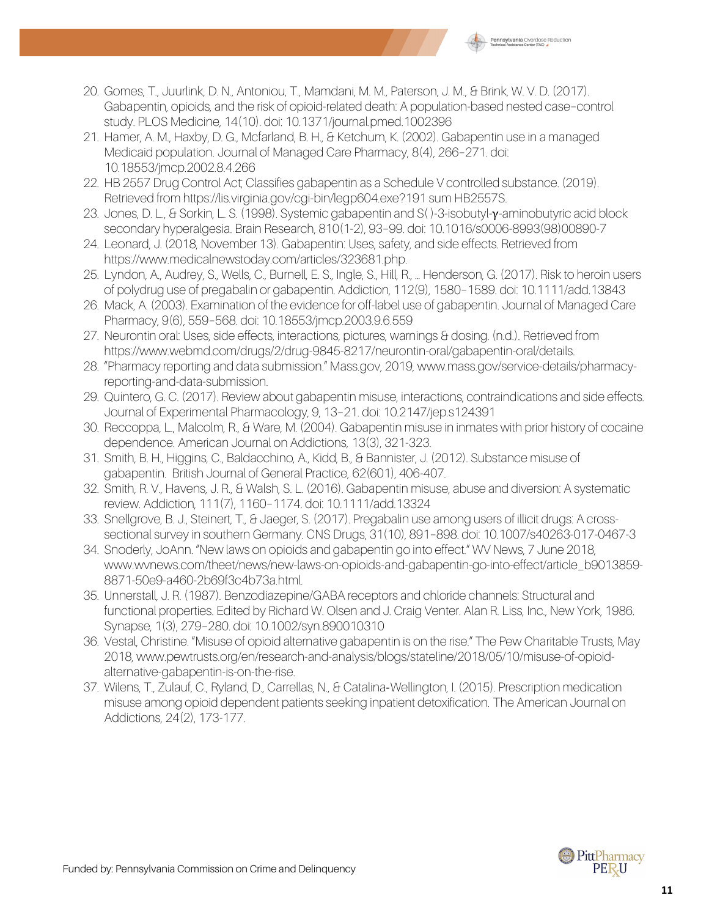20. Gomes, T., Juurlink, D. N., Antoniou, T., Mamdani, M. M., Paterson, J. M., & Brink, W. V. D. (2017). Gabapentin, opioids, and the risk of opioid-related death: A population-based nested case–control study. PLOS Medicine, 14(10). doi: 10.1371/journal.pmed.1002396
21. Hamer, A. M., Haxby, D. G., Mcfarland, B. H., & Ketchum, K. (2002). Gabapentin use in a managed Medicaid population. Journal of Managed Care Pharmacy, 8(4), 266–271. doi: 10.18553/jmcp.2002.8.4.266
22. HB 2557 Drug Control Act; Classifies gabapentin as a Schedule V controlled substance. (2019). Retrieved from https://lis.virginia.gov/cgi-bin/legp604.exe?191 sum HB2557S.
23. Jones, D. L., & Sorkin, L. S. (1998). Systemic gabapentin and S( )-3-isobutyl-γ-aminobutyric acid block secondary hyperalgesia. Brain Research, 810(1-2), 93–99. doi: 10.1016/s0006-8993(98)00890-7
24. Leonard, J. (2018, November 13). Gabapentin: Uses, safety, and side effects. Retrieved from https://www.medicalnewstoday.com/articles/323681.php.
25. Lyndon, A., Audrey, S., Wells, C., Burnell, E. S., Ingle, S., Hill, R., … Henderson, G. (2017). Risk to heroin users of polydrug use of pregabalin or gabapentin. Addiction, 112(9), 1580–1589. doi: 10.1111/add.13843
26. Mack, A. (2003). Examination of the evidence for off-label use of gabapentin. Journal of Managed Care Pharmacy, 9(6), 559–568. doi: 10.18553/jmcp.2003.9.6.559
27. Neurontin oral: Uses, side effects, interactions, pictures, warnings & dosing. (n.d.). Retrieved from https://www.webmd.com/drugs/2/drug-9845-8217/neurontin-oral/gabapentin-oral/details.
28. "Pharmacy reporting and data submission." Mass.gov, 2019, www.mass.gov/service-details/pharmacy-reporting-and-data-submission.
29. Quintero, G. C. (2017). Review about gabapentin misuse, interactions, contraindications and side effects. Journal of Experimental Pharmacology, 9, 13–21. doi: 10.2147/jep.s124391
30. Reccoppa, L., Malcolm, R., & Ware, M. (2004). Gabapentin misuse in inmates with prior history of cocaine dependence. American Journal on Addictions, 13(3), 321-323.
31. Smith, B. H., Higgins, C., Baldacchino, A., Kidd, B., & Bannister, J. (2012). Substance misuse of gabapentin. British Journal of General Practice, 62(601), 406-407.
32. Smith, R. V., Havens, J. R., & Walsh, S. L. (2016). Gabapentin misuse, abuse and diversion: A systematic review. Addiction, 111(7), 1160–1174. doi: 10.1111/add.13324
33. Snellgrove, B. J., Steinert, T., & Jaeger, S. (2017). Pregabalin use among users of illicit drugs: A cross-sectional survey in southern Germany. CNS Drugs, 31(10), 891–898. doi: 10.1007/s40263-017-0467-3
34. Snoderly, JoAnn. "New laws on opioids and gabapentin go into effect." WV News, 7 June 2018, www.wvnews.com/theet/news/new-laws-on-opioids-and-gabapentin-go-into-effect/article_b9013859-8871-50e9-a460-2b69f3c4b73a.html.
35. Unnerstall, J. R. (1987). Benzodiazepine/GABA receptors and chloride channels: Structural and functional properties. Edited by Richard W. Olsen and J. Craig Venter. Alan R. Liss, Inc., New York, 1986. Synapse, 1(3), 279–280. doi: 10.1002/syn.890010310
36. Vestal, Christine. "Misuse of opioid alternative gabapentin is on the rise." The Pew Charitable Trusts, May 2018, www.pewtrusts.org/en/research-and-analysis/blogs/stateline/2018/05/10/misuse-of-opioid-alternative-gabapentin-is-on-the-rise.
37. Wilens, T., Zulauf, C., Ryland, D., Carrellas, N., & Catalina-Wellington, I. (2015). Prescription medication misuse among opioid dependent patients seeking inpatient detoxification. The American Journal on Addictions, 24(2), 173-177.

Funded by: Pennsylvania Commission on Crime and Delinquency